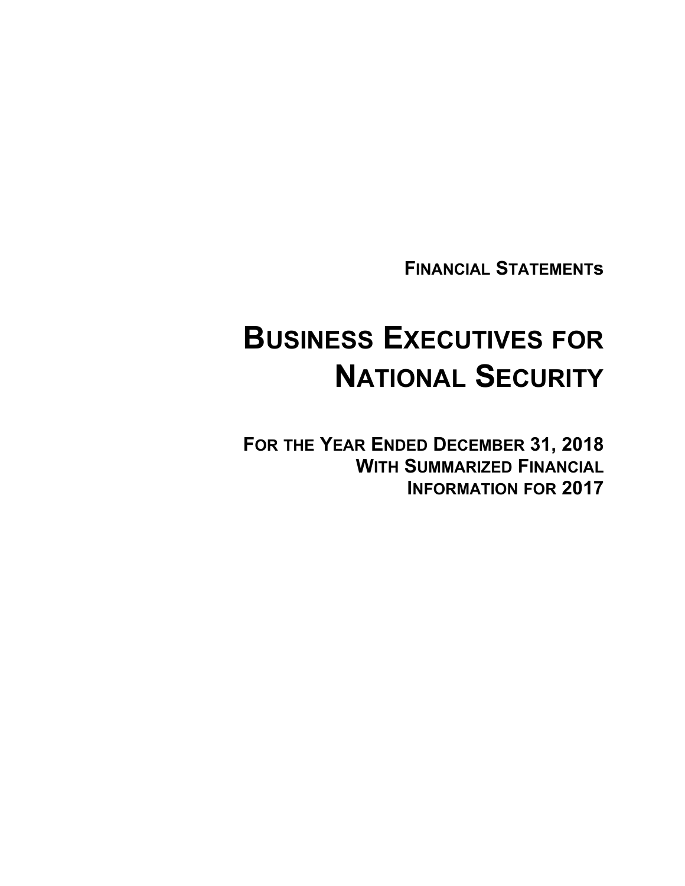**FINANCIAL STATEMENTS**

# BUSINESS EXECUTIVES FOR NATIONAL SECURITY

**FOR THE YEAR ENDED DECEMBER 31, 2018**
**WITH SUMMARIZED FINANCIAL**
**INFORMATION FOR 2017**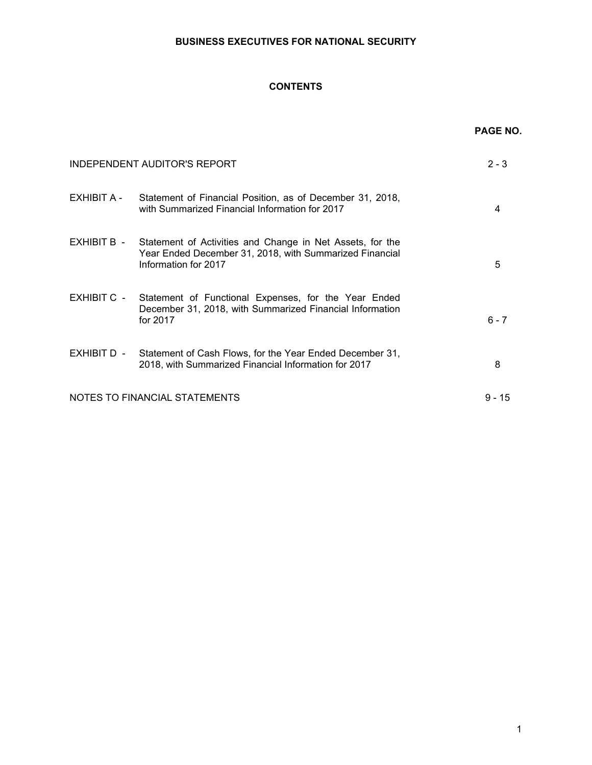# BUSINESS EXECUTIVES FOR NATIONAL SECURITY

## CONTENTS

| | | PAGE NO. |
|---|---|---|
| INDEPENDENT AUDITOR'S REPORT | | 2 - 3 |
| EXHIBIT A - | Statement of Financial Position, as of December 31, 2018, with Summarized Financial Information for 2017 | 4 |
| EXHIBIT B - | Statement of Activities and Change in Net Assets, for the Year Ended December 31, 2018, with Summarized Financial Information for 2017 | 5 |
| EXHIBIT C - | Statement of Functional Expenses, for the Year Ended December 31, 2018, with Summarized Financial Information for 2017 | 6 - 7 |
| EXHIBIT D - | Statement of Cash Flows, for the Year Ended December 31, 2018, with Summarized Financial Information for 2017 | 8 |
| NOTES TO FINANCIAL STATEMENTS | | 9 - 15 |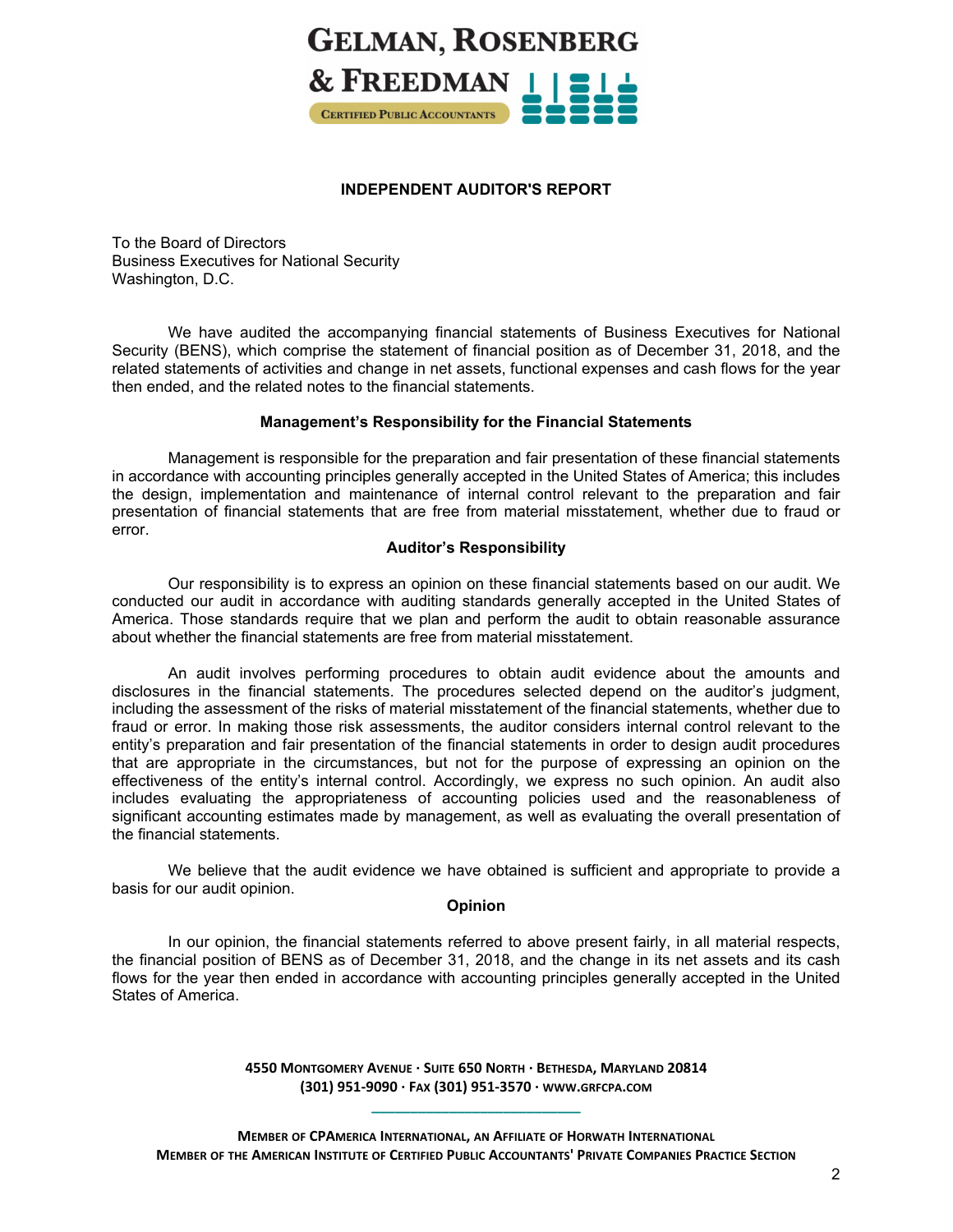# GELMAN, ROSENBERG & FREEDMAN

CERTIFIED PUBLIC ACCOUNTANTS

## INDEPENDENT AUDITOR'S REPORT

To the Board of Directors
Business Executives for National Security
Washington, D.C.

We have audited the accompanying financial statements of Business Executives for National Security (BENS), which comprise the statement of financial position as of December 31, 2018, and the related statements of activities and change in net assets, functional expenses and cash flows for the year then ended, and the related notes to the financial statements.

### Management's Responsibility for the Financial Statements

Management is responsible for the preparation and fair presentation of these financial statements in accordance with accounting principles generally accepted in the United States of America; this includes the design, implementation and maintenance of internal control relevant to the preparation and fair presentation of financial statements that are free from material misstatement, whether due to fraud or error.

### Auditor's Responsibility

Our responsibility is to express an opinion on these financial statements based on our audit. We conducted our audit in accordance with auditing standards generally accepted in the United States of America. Those standards require that we plan and perform the audit to obtain reasonable assurance about whether the financial statements are free from material misstatement.

An audit involves performing procedures to obtain audit evidence about the amounts and disclosures in the financial statements. The procedures selected depend on the auditor's judgment, including the assessment of the risks of material misstatement of the financial statements, whether due to fraud or error. In making those risk assessments, the auditor considers internal control relevant to the entity's preparation and fair presentation of the financial statements in order to design audit procedures that are appropriate in the circumstances, but not for the purpose of expressing an opinion on the effectiveness of the entity's internal control. Accordingly, we express no such opinion. An audit also includes evaluating the appropriateness of accounting policies used and the reasonableness of significant accounting estimates made by management, as well as evaluating the overall presentation of the financial statements.

We believe that the audit evidence we have obtained is sufficient and appropriate to provide a basis for our audit opinion.

### Opinion

In our opinion, the financial statements referred to above present fairly, in all material respects, the financial position of BENS as of December 31, 2018, and the change in its net assets and its cash flows for the year then ended in accordance with accounting principles generally accepted in the United States of America.

4550 MONTGOMERY AVENUE · SUITE 650 NORTH · BETHESDA, MARYLAND 20814
(301) 951-9090 · FAX (301) 951-3570 · WWW.GRFCPA.COM

MEMBER OF CPAMERICA INTERNATIONAL, AN AFFILIATE OF HORWATH INTERNATIONAL
MEMBER OF THE AMERICAN INSTITUTE OF CERTIFIED PUBLIC ACCOUNTANTS' PRIVATE COMPANIES PRACTICE SECTION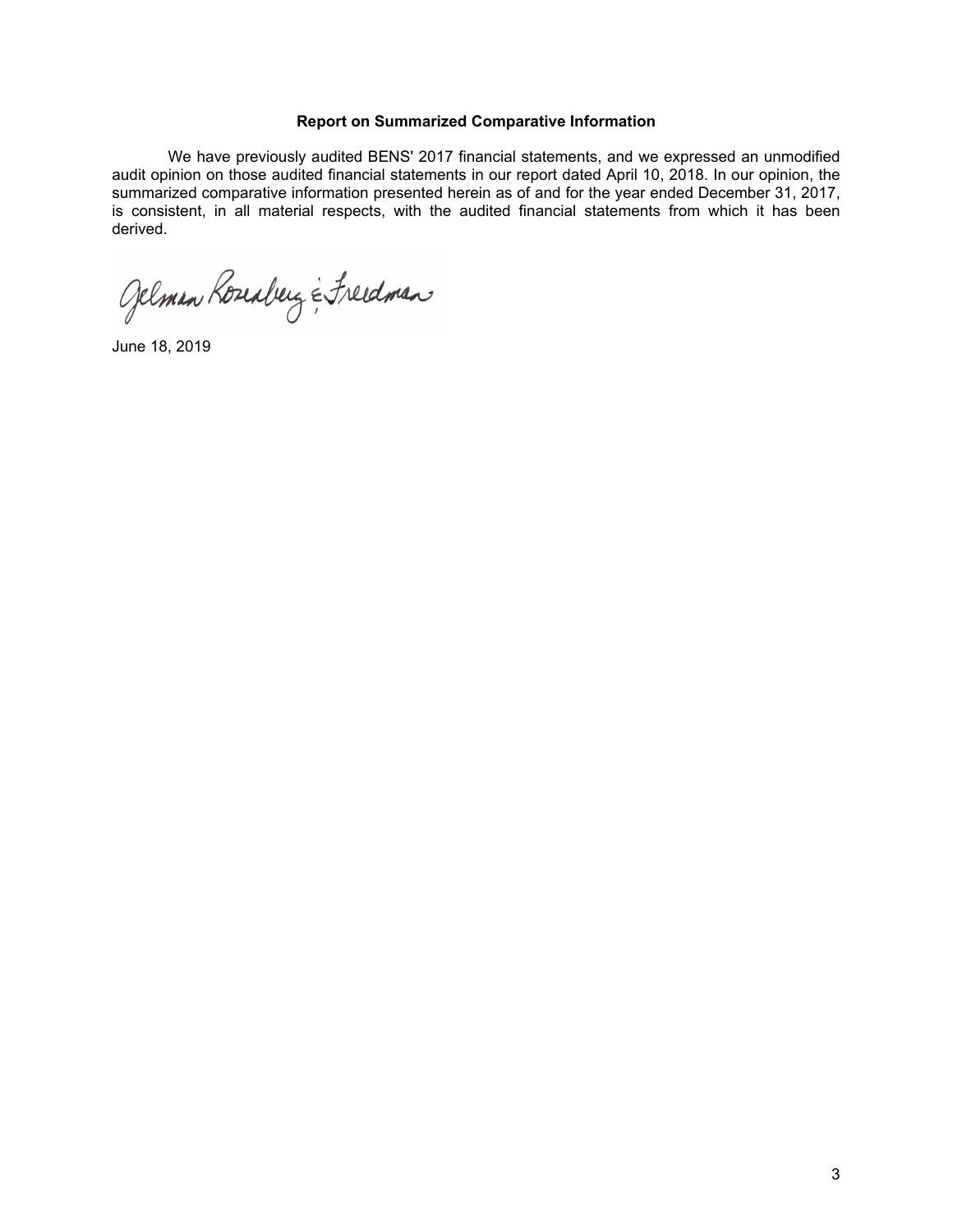**Report on Summarized Comparative Information**

We have previously audited BENS' 2017 financial statements, and we expressed an unmodified audit opinion on those audited financial statements in our report dated April 10, 2018. In our opinion, the summarized comparative information presented herein as of and for the year ended December 31, 2017, is consistent, in all material respects, with the audited financial statements from which it has been derived.

Gelman Rosenberg & Freedman

June 18, 2019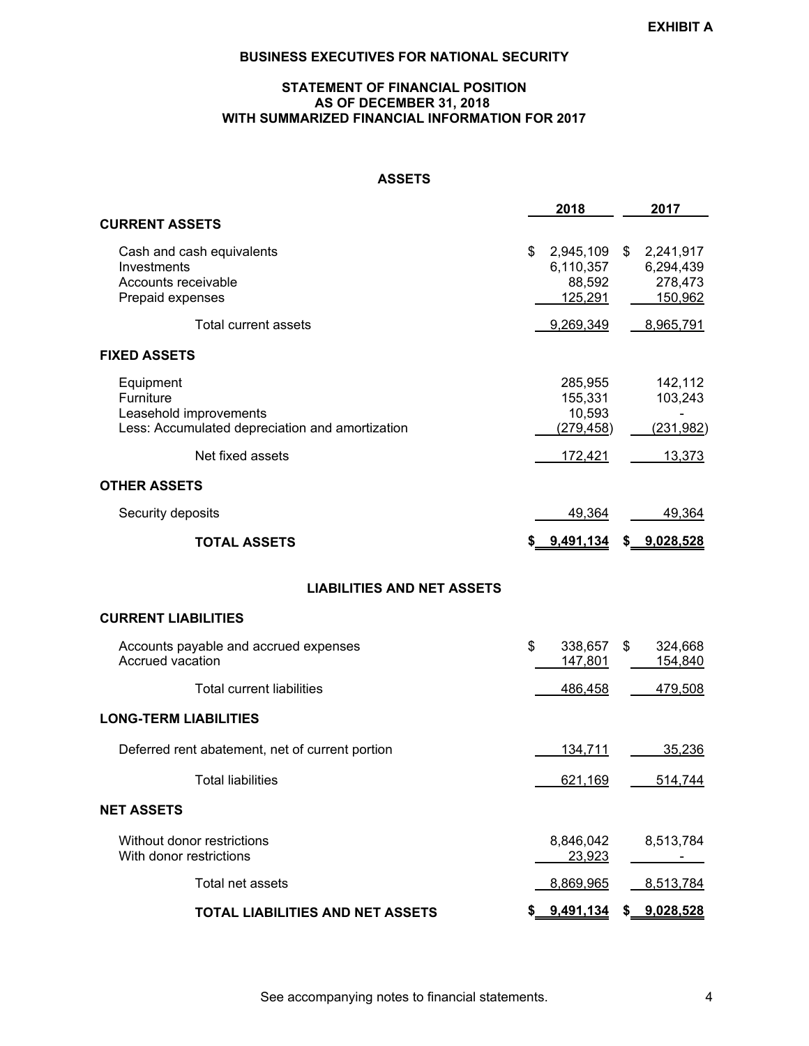EXHIBIT A

# BUSINESS EXECUTIVES FOR NATIONAL SECURITY

## STATEMENT OF FINANCIAL POSITION
## AS OF DECEMBER 31, 2018
## WITH SUMMARIZED FINANCIAL INFORMATION FOR 2017

### ASSETS

| | 2018 | 2017 |
|---|---|---|
| **CURRENT ASSETS** | | |
| Cash and cash equivalents | $ 2,945,109 | $ 2,241,917 |
| Investments | 6,110,357 | 6,294,439 |
| Accounts receivable | 88,592 | 278,473 |
| Prepaid expenses | 125,291 | 150,962 |
| Total current assets | 9,269,349 | 8,965,791 |
| **FIXED ASSETS** | | |
| Equipment | 285,955 | 142,112 |
| Furniture | 155,331 | 103,243 |
| Leasehold improvements | 10,593 | - |
| Less: Accumulated depreciation and amortization | (279,458) | (231,982) |
| Net fixed assets | 172,421 | 13,373 |
| **OTHER ASSETS** | | |
| Security deposits | 49,364 | 49,364 |
| **TOTAL ASSETS** | **$ 9,491,134** | **$ 9,028,528** |

### LIABILITIES AND NET ASSETS

| | 2018 | 2017 |
|---|---|---|
| **CURRENT LIABILITIES** | | |
| Accounts payable and accrued expenses | $ 338,657 | $ 324,668 |
| Accrued vacation | 147,801 | 154,840 |
| Total current liabilities | 486,458 | 479,508 |
| **LONG-TERM LIABILITIES** | | |
| Deferred rent abatement, net of current portion | 134,711 | 35,236 |
| Total liabilities | 621,169 | 514,744 |
| **NET ASSETS** | | |
| Without donor restrictions | 8,846,042 | 8,513,784 |
| With donor restrictions | 23,923 | - |
| Total net assets | 8,869,965 | 8,513,784 |
| **TOTAL LIABILITIES AND NET ASSETS** | **$ 9,491,134** | **$ 9,028,528** |

See accompanying notes to financial statements.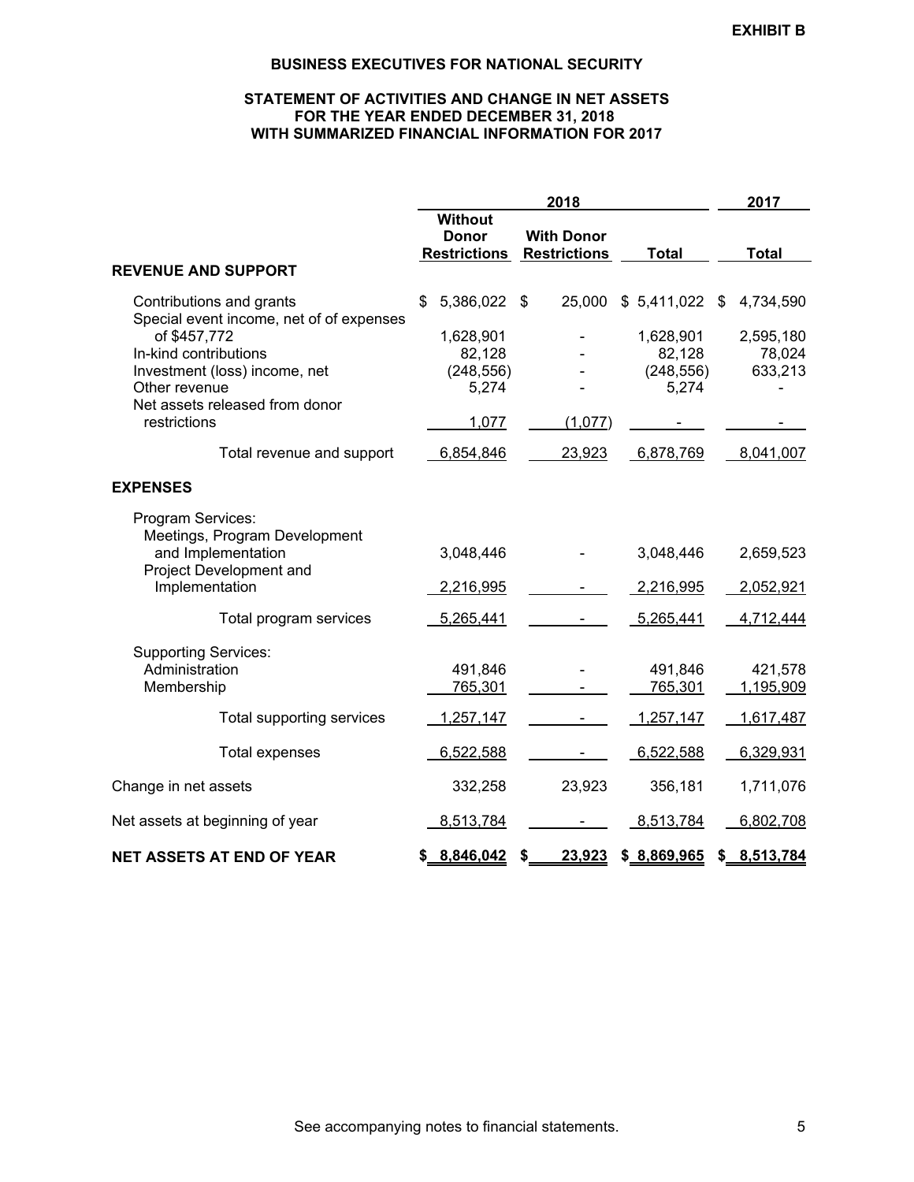EXHIBIT B

## BUSINESS EXECUTIVES FOR NATIONAL SECURITY

### STATEMENT OF ACTIVITIES AND CHANGE IN NET ASSETS
### FOR THE YEAR ENDED DECEMBER 31, 2018
### WITH SUMMARIZED FINANCIAL INFORMATION FOR 2017

| | 2018 | | | 2017 |
|---|---|---|---|---|
| | Without Donor Restrictions | With Donor Restrictions | Total | Total |
| **REVENUE AND SUPPORT** | | | | |
| Contributions and grants | $ 5,386,022 | $ 25,000 | $ 5,411,022 | $ 4,734,590 |
| Special event income, net of of expenses of $457,772 | 1,628,901 | - | 1,628,901 | 2,595,180 |
| In-kind contributions | 82,128 | - | 82,128 | 78,024 |
| Investment (loss) income, net | (248,556) | - | (248,556) | 633,213 |
| Other revenue | 5,274 | - | 5,274 | - |
| Net assets released from donor restrictions | 1,077 | (1,077) | - | - |
| Total revenue and support | 6,854,846 | 23,923 | 6,878,769 | 8,041,007 |
| **EXPENSES** | | | | |
| Program Services: | | | | |
| Meetings, Program Development and Implementation | 3,048,446 | - | 3,048,446 | 2,659,523 |
| Project Development and Implementation | 2,216,995 | - | 2,216,995 | 2,052,921 |
| Total program services | 5,265,441 | - | 5,265,441 | 4,712,444 |
| Supporting Services: | | | | |
| Administration | 491,846 | - | 491,846 | 421,578 |
| Membership | 765,301 | - | 765,301 | 1,195,909 |
| Total supporting services | 1,257,147 | - | 1,257,147 | 1,617,487 |
| Total expenses | 6,522,588 | - | 6,522,588 | 6,329,931 |
| Change in net assets | 332,258 | 23,923 | 356,181 | 1,711,076 |
| Net assets at beginning of year | 8,513,784 | - | 8,513,784 | 6,802,708 |
| **NET ASSETS AT END OF YEAR** | **$ 8,846,042** | **$ 23,923** | **$ 8,869,965** | **$ 8,513,784** |

See accompanying notes to financial statements.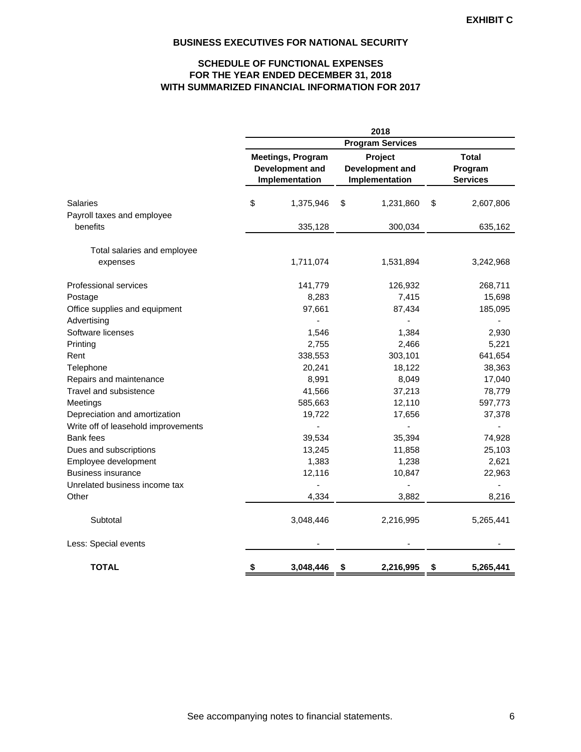**EXHIBIT C**

# BUSINESS EXECUTIVES FOR NATIONAL SECURITY

## SCHEDULE OF FUNCTIONAL EXPENSES
## FOR THE YEAR ENDED DECEMBER 31, 2018
## WITH SUMMARIZED FINANCIAL INFORMATION FOR 2017

| | 2018 | | |
|---|---|---|---|
| | Program Services | | |
| | Meetings, Program Development and Implementation | Project Development and Implementation | Total Program Services |
| Salaries | $ 1,375,946 | $ 1,231,860 | $ 2,607,806 |
| Payroll taxes and employee benefits | 335,128 | 300,034 | 635,162 |
| Total salaries and employee expenses | 1,711,074 | 1,531,894 | 3,242,968 |
| Professional services | 141,779 | 126,932 | 268,711 |
| Postage | 8,283 | 7,415 | 15,698 |
| Office supplies and equipment | 97,661 | 87,434 | 185,095 |
| Advertising | - | - | - |
| Software licenses | 1,546 | 1,384 | 2,930 |
| Printing | 2,755 | 2,466 | 5,221 |
| Rent | 338,553 | 303,101 | 641,654 |
| Telephone | 20,241 | 18,122 | 38,363 |
| Repairs and maintenance | 8,991 | 8,049 | 17,040 |
| Travel and subsistence | 41,566 | 37,213 | 78,779 |
| Meetings | 585,663 | 12,110 | 597,773 |
| Depreciation and amortization | 19,722 | 17,656 | 37,378 |
| Write off of leasehold improvements | - | - | - |
| Bank fees | 39,534 | 35,394 | 74,928 |
| Dues and subscriptions | 13,245 | 11,858 | 25,103 |
| Employee development | 1,383 | 1,238 | 2,621 |
| Business insurance | 12,116 | 10,847 | 22,963 |
| Unrelated business income tax | - | - | - |
| Other | 4,334 | 3,882 | 8,216 |
| Subtotal | 3,048,446 | 2,216,995 | 5,265,441 |
| Less: Special events | - | - | - |
| **TOTAL** | **$ 3,048,446** | **$ 2,216,995** | **$ 5,265,441** |

See accompanying notes to financial statements.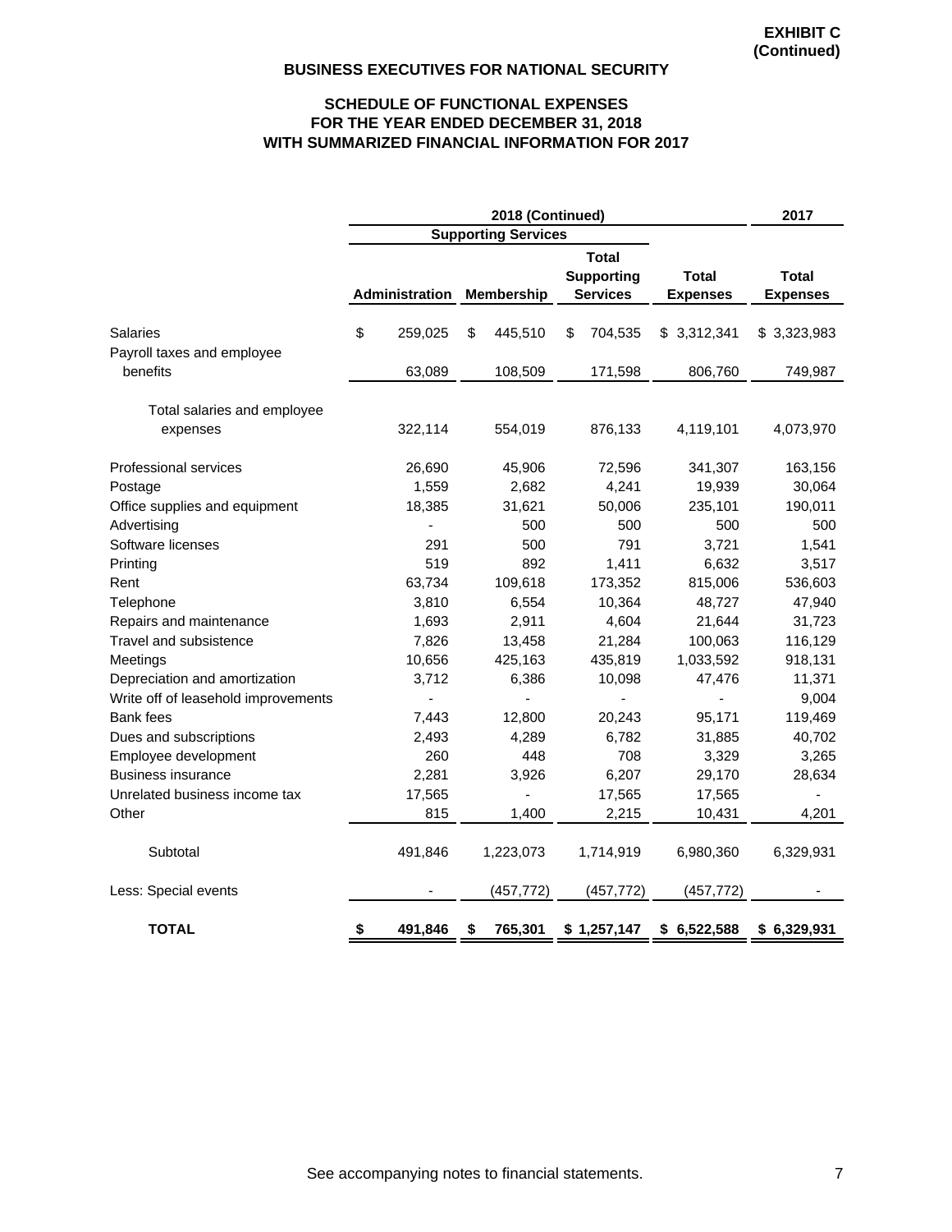**EXHIBIT C**
**(Continued)**

# BUSINESS EXECUTIVES FOR NATIONAL SECURITY

## SCHEDULE OF FUNCTIONAL EXPENSES
## FOR THE YEAR ENDED DECEMBER 31, 2018
## WITH SUMMARIZED FINANCIAL INFORMATION FOR 2017

| | 2018 (Continued) | | | | 2017 |
|---|---|---|---|---|---|
| | Supporting Services | | | | |
| | Administration | Membership | Total Supporting Services | Total Expenses | Total Expenses |
| Salaries | $ 259,025 | $ 445,510 | $ 704,535 | $ 3,312,341 | $ 3,323,983 |
| Payroll taxes and employee benefits | 63,089 | 108,509 | 171,598 | 806,760 | 749,987 |
| Total salaries and employee expenses | 322,114 | 554,019 | 876,133 | 4,119,101 | 4,073,970 |
| Professional services | 26,690 | 45,906 | 72,596 | 341,307 | 163,156 |
| Postage | 1,559 | 2,682 | 4,241 | 19,939 | 30,064 |
| Office supplies and equipment | 18,385 | 31,621 | 50,006 | 235,101 | 190,011 |
| Advertising | - | 500 | 500 | 500 | 500 |
| Software licenses | 291 | 500 | 791 | 3,721 | 1,541 |
| Printing | 519 | 892 | 1,411 | 6,632 | 3,517 |
| Rent | 63,734 | 109,618 | 173,352 | 815,006 | 536,603 |
| Telephone | 3,810 | 6,554 | 10,364 | 48,727 | 47,940 |
| Repairs and maintenance | 1,693 | 2,911 | 4,604 | 21,644 | 31,723 |
| Travel and subsistence | 7,826 | 13,458 | 21,284 | 100,063 | 116,129 |
| Meetings | 10,656 | 425,163 | 435,819 | 1,033,592 | 918,131 |
| Depreciation and amortization | 3,712 | 6,386 | 10,098 | 47,476 | 11,371 |
| Write off of leasehold improvements | - | - | - | - | 9,004 |
| Bank fees | 7,443 | 12,800 | 20,243 | 95,171 | 119,469 |
| Dues and subscriptions | 2,493 | 4,289 | 6,782 | 31,885 | 40,702 |
| Employee development | 260 | 448 | 708 | 3,329 | 3,265 |
| Business insurance | 2,281 | 3,926 | 6,207 | 29,170 | 28,634 |
| Unrelated business income tax | 17,565 | - | 17,565 | 17,565 | - |
| Other | 815 | 1,400 | 2,215 | 10,431 | 4,201 |
| Subtotal | 491,846 | 1,223,073 | 1,714,919 | 6,980,360 | 6,329,931 |
| Less: Special events | - | (457,772) | (457,772) | (457,772) | - |
| **TOTAL** | **$ 491,846** | **$ 765,301** | **$ 1,257,147** | **$ 6,522,588** | **$ 6,329,931** |

See accompanying notes to financial statements.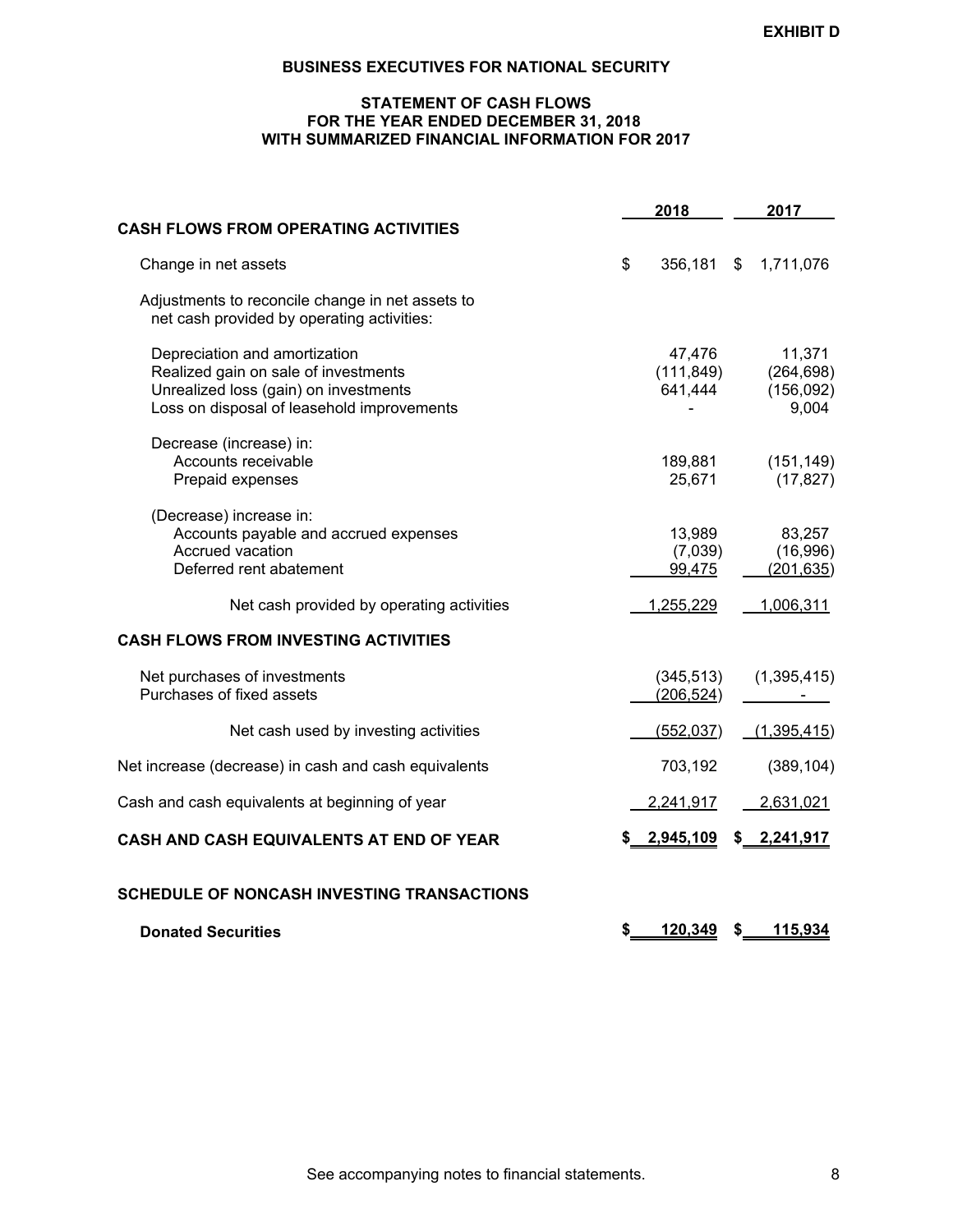**EXHIBIT D**

## BUSINESS EXECUTIVES FOR NATIONAL SECURITY

### STATEMENT OF CASH FLOWS
### FOR THE YEAR ENDED DECEMBER 31, 2018
### WITH SUMMARIZED FINANCIAL INFORMATION FOR 2017

| | 2018 | 2017 |
|---|---|---|
| **CASH FLOWS FROM OPERATING ACTIVITIES** | | |
| Change in net assets | $ 356,181 | $ 1,711,076 |
| Adjustments to reconcile change in net assets to net cash provided by operating activities: | | |
| Depreciation and amortization | 47,476 | 11,371 |
| Realized gain on sale of investments | (111,849) | (264,698) |
| Unrealized loss (gain) on investments | 641,444 | (156,092) |
| Loss on disposal of leasehold improvements | - | 9,004 |
| Decrease (increase) in: | | |
| Accounts receivable | 189,881 | (151,149) |
| Prepaid expenses | 25,671 | (17,827) |
| (Decrease) increase in: | | |
| Accounts payable and accrued expenses | 13,989 | 83,257 |
| Accrued vacation | (7,039) | (16,996) |
| Deferred rent abatement | 99,475 | (201,635) |
| Net cash provided by operating activities | 1,255,229 | 1,006,311 |
| **CASH FLOWS FROM INVESTING ACTIVITIES** | | |
| Net purchases of investments | (345,513) | (1,395,415) |
| Purchases of fixed assets | (206,524) | - |
| Net cash used by investing activities | (552,037) | (1,395,415) |
| Net increase (decrease) in cash and cash equivalents | 703,192 | (389,104) |
| Cash and cash equivalents at beginning of year | 2,241,917 | 2,631,021 |
| **CASH AND CASH EQUIVALENTS AT END OF YEAR** | **$ 2,945,109** | **$ 2,241,917** |

**SCHEDULE OF NONCASH INVESTING TRANSACTIONS**

| | 2018 | 2017 |
|---|---|---|
| **Donated Securities** | **$ 120,349** | **$ 115,934** |

See accompanying notes to financial statements.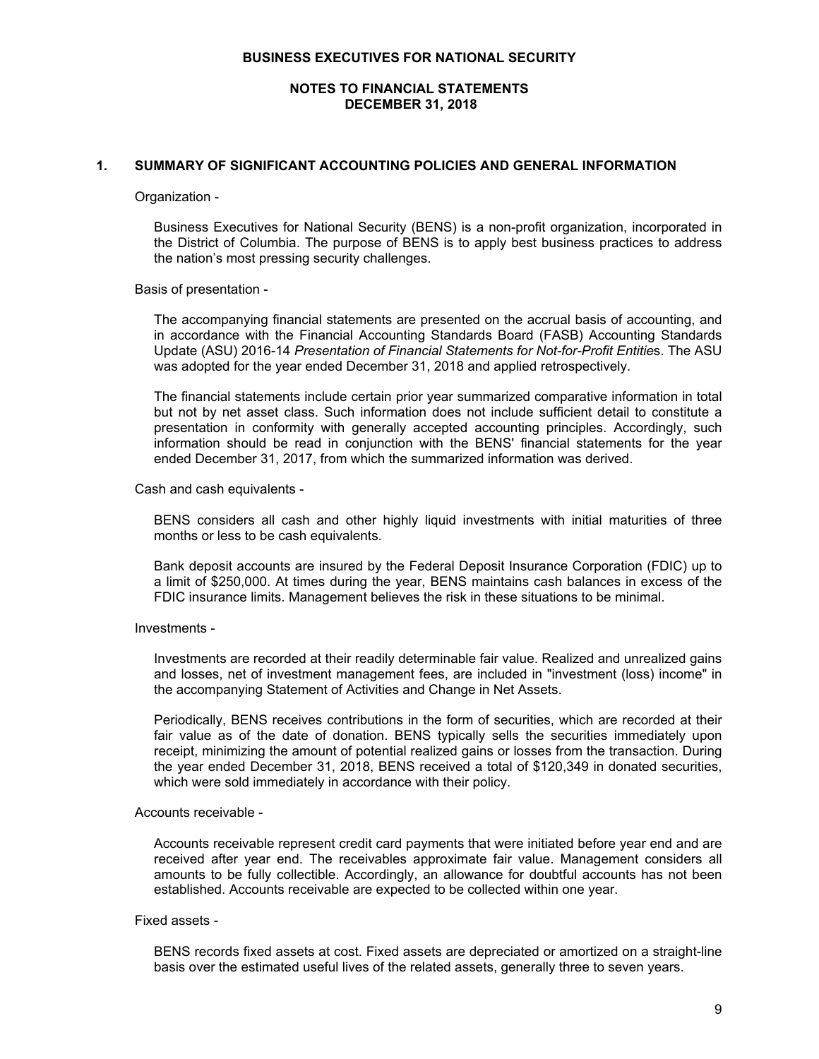# BUSINESS EXECUTIVES FOR NATIONAL SECURITY

## NOTES TO FINANCIAL STATEMENTS
## DECEMBER 31, 2018

### 1. SUMMARY OF SIGNIFICANT ACCOUNTING POLICIES AND GENERAL INFORMATION

Organization -

Business Executives for National Security (BENS) is a non-profit organization, incorporated in the District of Columbia. The purpose of BENS is to apply best business practices to address the nation's most pressing security challenges.

Basis of presentation -

The accompanying financial statements are presented on the accrual basis of accounting, and in accordance with the Financial Accounting Standards Board (FASB) Accounting Standards Update (ASU) 2016-14 *Presentation of Financial Statements for Not-for-Profit Entitie*s. The ASU was adopted for the year ended December 31, 2018 and applied retrospectively.

The financial statements include certain prior year summarized comparative information in total but not by net asset class. Such information does not include sufficient detail to constitute a presentation in conformity with generally accepted accounting principles. Accordingly, such information should be read in conjunction with the BENS' financial statements for the year ended December 31, 2017, from which the summarized information was derived.

Cash and cash equivalents -

BENS considers all cash and other highly liquid investments with initial maturities of three months or less to be cash equivalents.

Bank deposit accounts are insured by the Federal Deposit Insurance Corporation (FDIC) up to a limit of $250,000. At times during the year, BENS maintains cash balances in excess of the FDIC insurance limits. Management believes the risk in these situations to be minimal.

Investments -

Investments are recorded at their readily determinable fair value. Realized and unrealized gains and losses, net of investment management fees, are included in "investment (loss) income" in the accompanying Statement of Activities and Change in Net Assets.

Periodically, BENS receives contributions in the form of securities, which are recorded at their fair value as of the date of donation. BENS typically sells the securities immediately upon receipt, minimizing the amount of potential realized gains or losses from the transaction. During the year ended December 31, 2018, BENS received a total of $120,349 in donated securities, which were sold immediately in accordance with their policy.

Accounts receivable -

Accounts receivable represent credit card payments that were initiated before year end and are received after year end. The receivables approximate fair value. Management considers all amounts to be fully collectible. Accordingly, an allowance for doubtful accounts has not been established. Accounts receivable are expected to be collected within one year.

Fixed assets -

BENS records fixed assets at cost. Fixed assets are depreciated or amortized on a straight-line basis over the estimated useful lives of the related assets, generally three to seven years.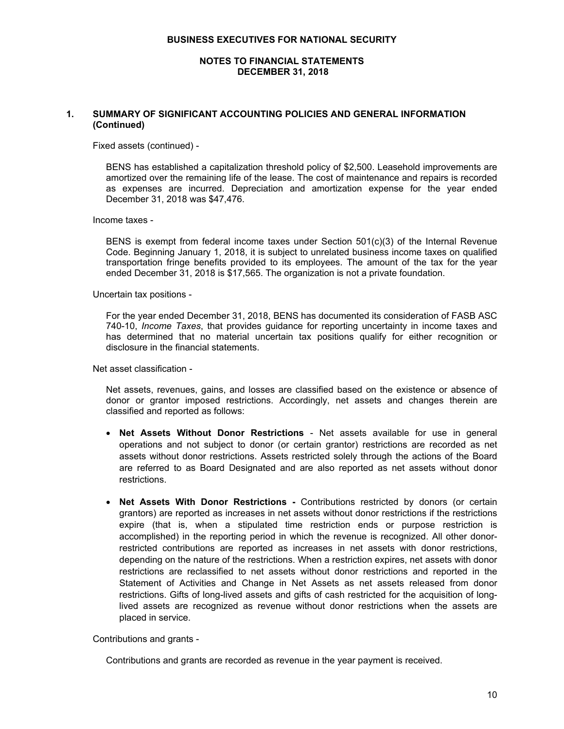## 1. SUMMARY OF SIGNIFICANT ACCOUNTING POLICIES AND GENERAL INFORMATION (Continued)

Fixed assets (continued) -

BENS has established a capitalization threshold policy of $2,500. Leasehold improvements are amortized over the remaining life of the lease. The cost of maintenance and repairs is recorded as expenses are incurred. Depreciation and amortization expense for the year ended December 31, 2018 was $47,476.

Income taxes -

BENS is exempt from federal income taxes under Section 501(c)(3) of the Internal Revenue Code. Beginning January 1, 2018, it is subject to unrelated business income taxes on qualified transportation fringe benefits provided to its employees. The amount of the tax for the year ended December 31, 2018 is $17,565. The organization is not a private foundation.

Uncertain tax positions -

For the year ended December 31, 2018, BENS has documented its consideration of FASB ASC 740-10, *Income Taxes*, that provides guidance for reporting uncertainty in income taxes and has determined that no material uncertain tax positions qualify for either recognition or disclosure in the financial statements.

Net asset classification -

Net assets, revenues, gains, and losses are classified based on the existence or absence of donor or grantor imposed restrictions. Accordingly, net assets and changes therein are classified and reported as follows:

- **Net Assets Without Donor Restrictions** - Net assets available for use in general operations and not subject to donor (or certain grantor) restrictions are recorded as net assets without donor restrictions. Assets restricted solely through the actions of the Board are referred to as Board Designated and are also reported as net assets without donor restrictions.

- **Net Assets With Donor Restrictions -** Contributions restricted by donors (or certain grantors) are reported as increases in net assets without donor restrictions if the restrictions expire (that is, when a stipulated time restriction ends or purpose restriction is accomplished) in the reporting period in which the revenue is recognized. All other donor-restricted contributions are reported as increases in net assets with donor restrictions, depending on the nature of the restrictions. When a restriction expires, net assets with donor restrictions are reclassified to net assets without donor restrictions and reported in the Statement of Activities and Change in Net Assets as net assets released from donor restrictions. Gifts of long-lived assets and gifts of cash restricted for the acquisition of long-lived assets are recognized as revenue without donor restrictions when the assets are placed in service.

Contributions and grants -

Contributions and grants are recorded as revenue in the year payment is received.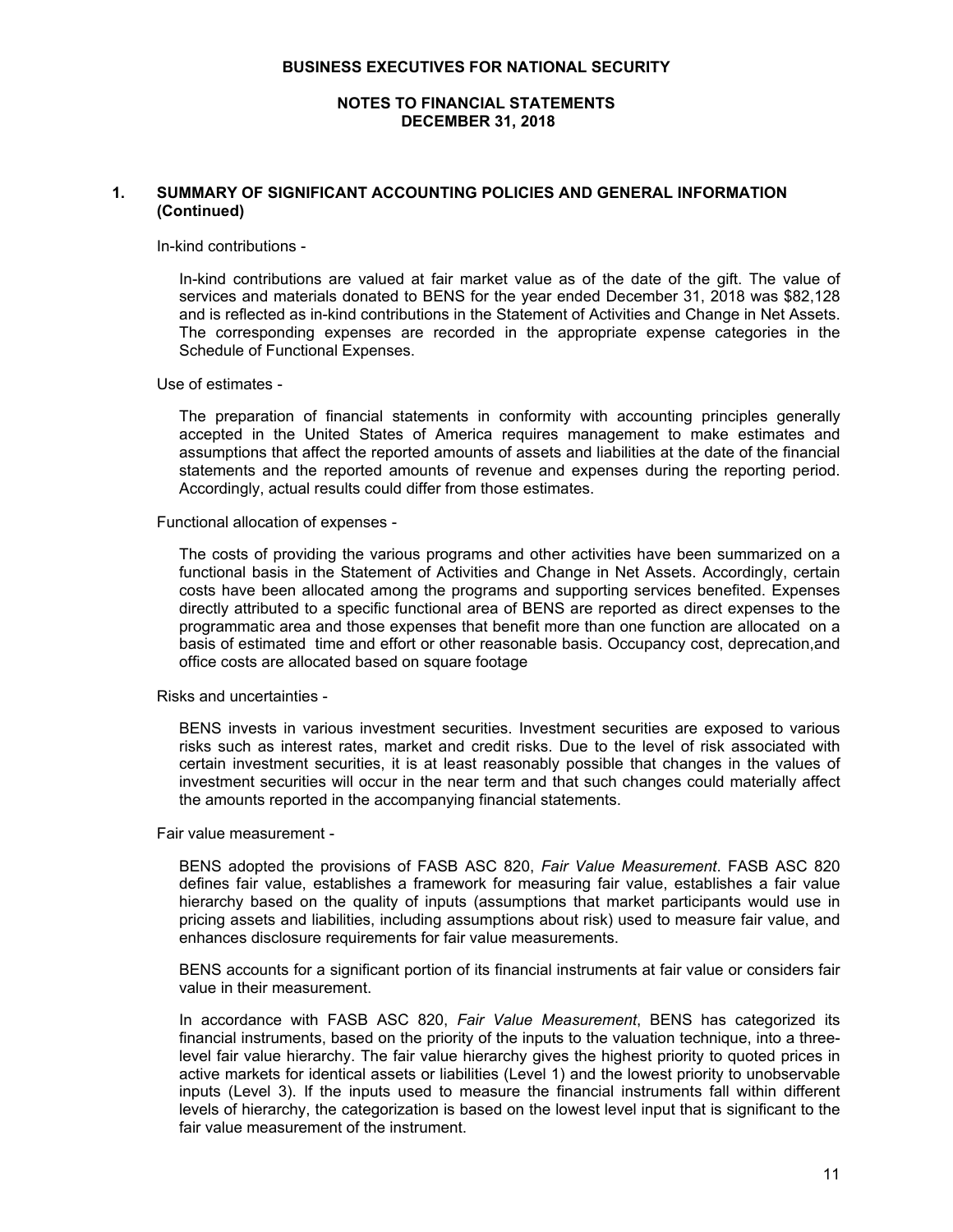## 1. SUMMARY OF SIGNIFICANT ACCOUNTING POLICIES AND GENERAL INFORMATION (Continued)

In-kind contributions -

In-kind contributions are valued at fair market value as of the date of the gift. The value of services and materials donated to BENS for the year ended December 31, 2018 was $82,128 and is reflected as in-kind contributions in the Statement of Activities and Change in Net Assets. The corresponding expenses are recorded in the appropriate expense categories in the Schedule of Functional Expenses.

Use of estimates -

The preparation of financial statements in conformity with accounting principles generally accepted in the United States of America requires management to make estimates and assumptions that affect the reported amounts of assets and liabilities at the date of the financial statements and the reported amounts of revenue and expenses during the reporting period. Accordingly, actual results could differ from those estimates.

Functional allocation of expenses -

The costs of providing the various programs and other activities have been summarized on a functional basis in the Statement of Activities and Change in Net Assets. Accordingly, certain costs have been allocated among the programs and supporting services benefited. Expenses directly attributed to a specific functional area of BENS are reported as direct expenses to the programmatic area and those expenses that benefit more than one function are allocated on a basis of estimated time and effort or other reasonable basis. Occupancy cost, deprecation,and office costs are allocated based on square footage

Risks and uncertainties -

BENS invests in various investment securities. Investment securities are exposed to various risks such as interest rates, market and credit risks. Due to the level of risk associated with certain investment securities, it is at least reasonably possible that changes in the values of investment securities will occur in the near term and that such changes could materially affect the amounts reported in the accompanying financial statements.

Fair value measurement -

BENS adopted the provisions of FASB ASC 820, *Fair Value Measurement*. FASB ASC 820 defines fair value, establishes a framework for measuring fair value, establishes a fair value hierarchy based on the quality of inputs (assumptions that market participants would use in pricing assets and liabilities, including assumptions about risk) used to measure fair value, and enhances disclosure requirements for fair value measurements.

BENS accounts for a significant portion of its financial instruments at fair value or considers fair value in their measurement.

In accordance with FASB ASC 820, *Fair Value Measurement*, BENS has categorized its financial instruments, based on the priority of the inputs to the valuation technique, into a three-level fair value hierarchy. The fair value hierarchy gives the highest priority to quoted prices in active markets for identical assets or liabilities (Level 1) and the lowest priority to unobservable inputs (Level 3). If the inputs used to measure the financial instruments fall within different levels of hierarchy, the categorization is based on the lowest level input that is significant to the fair value measurement of the instrument.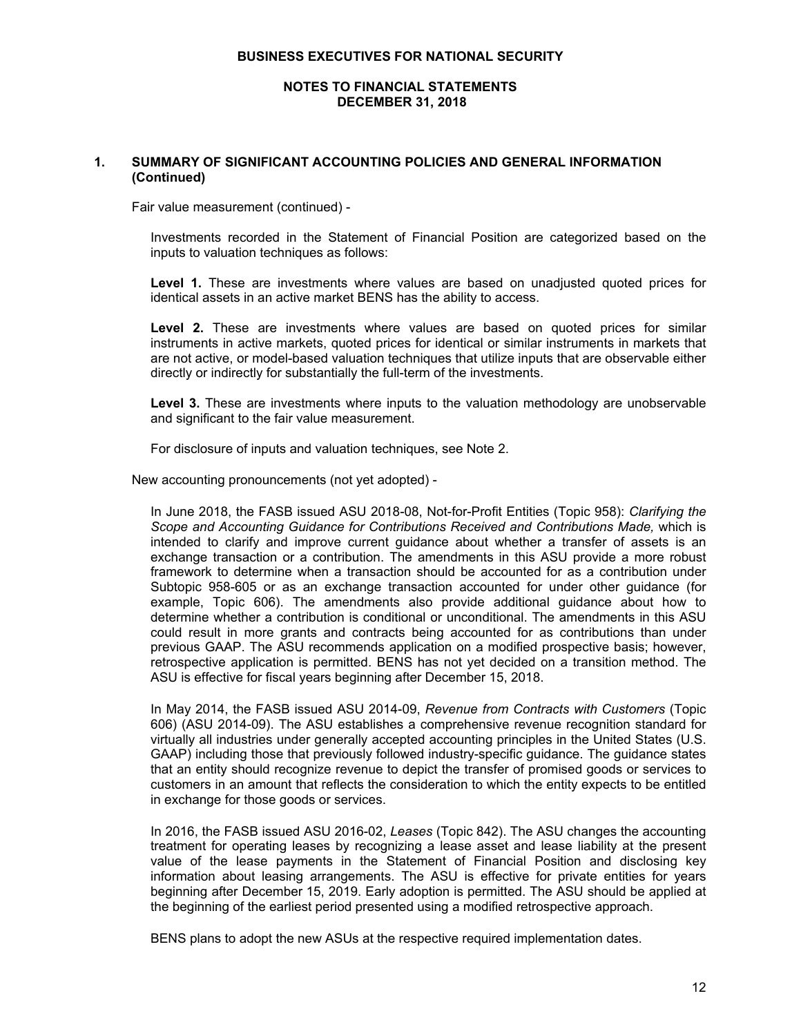## 1. SUMMARY OF SIGNIFICANT ACCOUNTING POLICIES AND GENERAL INFORMATION (Continued)

Fair value measurement (continued) -

Investments recorded in the Statement of Financial Position are categorized based on the inputs to valuation techniques as follows:

**Level 1.** These are investments where values are based on unadjusted quoted prices for identical assets in an active market BENS has the ability to access.

**Level 2.** These are investments where values are based on quoted prices for similar instruments in active markets, quoted prices for identical or similar instruments in markets that are not active, or model-based valuation techniques that utilize inputs that are observable either directly or indirectly for substantially the full-term of the investments.

**Level 3.** These are investments where inputs to the valuation methodology are unobservable and significant to the fair value measurement.

For disclosure of inputs and valuation techniques, see Note 2.

New accounting pronouncements (not yet adopted) -

In June 2018, the FASB issued ASU 2018-08, Not-for-Profit Entities (Topic 958): *Clarifying the Scope and Accounting Guidance for Contributions Received and Contributions Made,* which is intended to clarify and improve current guidance about whether a transfer of assets is an exchange transaction or a contribution. The amendments in this ASU provide a more robust framework to determine when a transaction should be accounted for as a contribution under Subtopic 958-605 or as an exchange transaction accounted for under other guidance (for example, Topic 606). The amendments also provide additional guidance about how to determine whether a contribution is conditional or unconditional. The amendments in this ASU could result in more grants and contracts being accounted for as contributions than under previous GAAP. The ASU recommends application on a modified prospective basis; however, retrospective application is permitted. BENS has not yet decided on a transition method. The ASU is effective for fiscal years beginning after December 15, 2018.

In May 2014, the FASB issued ASU 2014-09, *Revenue from Contracts with Customers* (Topic 606) (ASU 2014-09). The ASU establishes a comprehensive revenue recognition standard for virtually all industries under generally accepted accounting principles in the United States (U.S. GAAP) including those that previously followed industry-specific guidance. The guidance states that an entity should recognize revenue to depict the transfer of promised goods or services to customers in an amount that reflects the consideration to which the entity expects to be entitled in exchange for those goods or services.

In 2016, the FASB issued ASU 2016-02, *Leases* (Topic 842). The ASU changes the accounting treatment for operating leases by recognizing a lease asset and lease liability at the present value of the lease payments in the Statement of Financial Position and disclosing key information about leasing arrangements. The ASU is effective for private entities for years beginning after December 15, 2019. Early adoption is permitted. The ASU should be applied at the beginning of the earliest period presented using a modified retrospective approach.

BENS plans to adopt the new ASUs at the respective required implementation dates.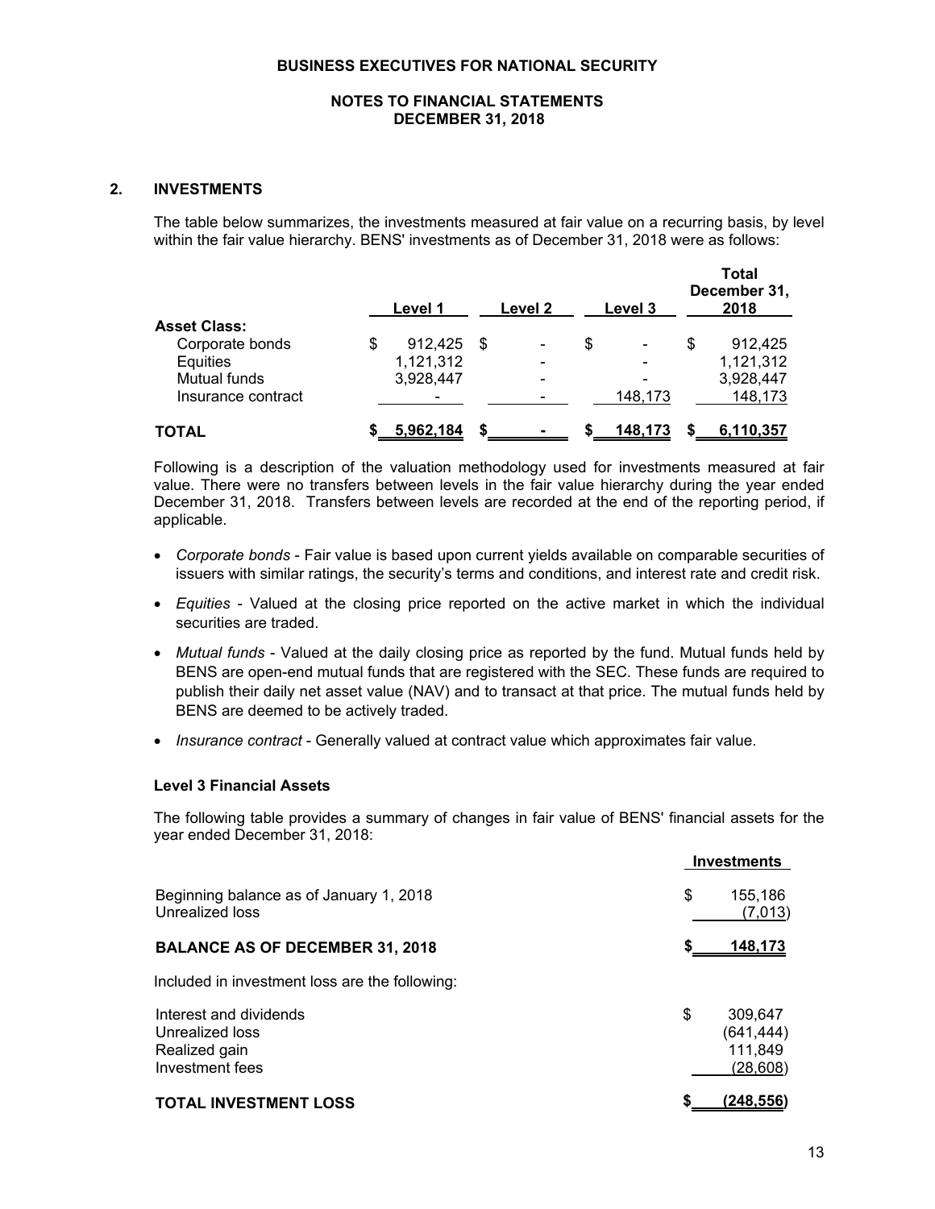**BUSINESS EXECUTIVES FOR NATIONAL SECURITY**

**NOTES TO FINANCIAL STATEMENTS**
**DECEMBER 31, 2018**

## 2. INVESTMENTS

The table below summarizes, the investments measured at fair value on a recurring basis, by level within the fair value hierarchy. BENS' investments as of December 31, 2018 were as follows:

| | Level 1 | Level 2 | Level 3 | Total December 31, 2018 |
|---|---|---|---|---|
| **Asset Class:** | | | | |
| Corporate bonds | $ 912,425 | $ - | $ - | $ 912,425 |
| Equities | 1,121,312 | - | - | 1,121,312 |
| Mutual funds | 3,928,447 | - | - | 3,928,447 |
| Insurance contract | - | - | 148,173 | 148,173 |
| **TOTAL** | **$ 5,962,184** | **$ -** | **$ 148,173** | **$ 6,110,357** |

Following is a description of the valuation methodology used for investments measured at fair value. There were no transfers between levels in the fair value hierarchy during the year ended December 31, 2018. Transfers between levels are recorded at the end of the reporting period, if applicable.

- *Corporate bonds* - Fair value is based upon current yields available on comparable securities of issuers with similar ratings, the security's terms and conditions, and interest rate and credit risk.
- *Equities* - Valued at the closing price reported on the active market in which the individual securities are traded.
- *Mutual funds* - Valued at the daily closing price as reported by the fund. Mutual funds held by BENS are open-end mutual funds that are registered with the SEC. These funds are required to publish their daily net asset value (NAV) and to transact at that price. The mutual funds held by BENS are deemed to be actively traded.
- *Insurance contract* - Generally valued at contract value which approximates fair value.

### Level 3 Financial Assets

The following table provides a summary of changes in fair value of BENS' financial assets for the year ended December 31, 2018:

| | Investments |
|---|---|
| Beginning balance as of January 1, 2018 | $ 155,186 |
| Unrealized loss | (7,013) |
| **BALANCE AS OF DECEMBER 31, 2018** | **$ 148,173** |

Included in investment loss are the following:

| | |
|---|---|
| Interest and dividends | $ 309,647 |
| Unrealized loss | (641,444) |
| Realized gain | 111,849 |
| Investment fees | (28,608) |
| **TOTAL INVESTMENT LOSS** | **$ (248,556)** |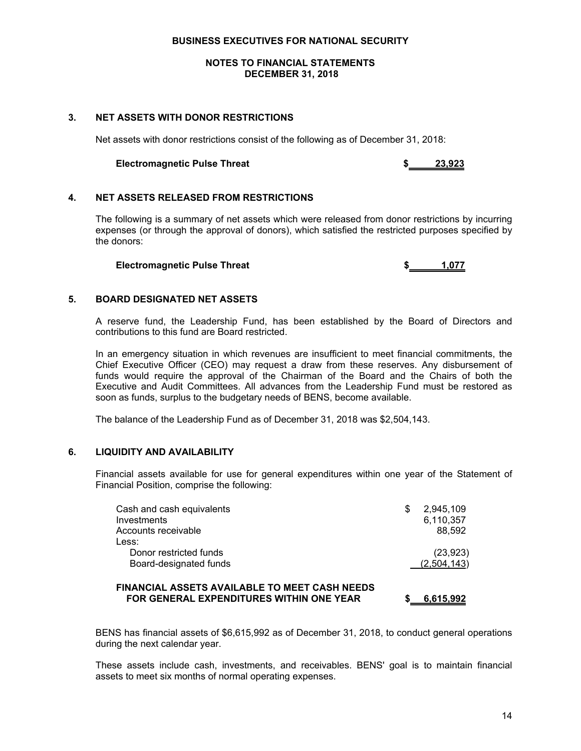**BUSINESS EXECUTIVES FOR NATIONAL SECURITY**

**NOTES TO FINANCIAL STATEMENTS**
**DECEMBER 31, 2018**

## 3. NET ASSETS WITH DONOR RESTRICTIONS

Net assets with donor restrictions consist of the following as of December 31, 2018:

| | |
|---|---|
| **Electromagnetic Pulse Threat** | **$ 23,923** |

## 4. NET ASSETS RELEASED FROM RESTRICTIONS

The following is a summary of net assets which were released from donor restrictions by incurring expenses (or through the approval of donors), which satisfied the restricted purposes specified by the donors:

| | |
|---|---|
| **Electromagnetic Pulse Threat** | **$ 1,077** |

## 5. BOARD DESIGNATED NET ASSETS

A reserve fund, the Leadership Fund, has been established by the Board of Directors and contributions to this fund are Board restricted.

In an emergency situation in which revenues are insufficient to meet financial commitments, the Chief Executive Officer (CEO) may request a draw from these reserves. Any disbursement of funds would require the approval of the Chairman of the Board and the Chairs of both the Executive and Audit Committees. All advances from the Leadership Fund must be restored as soon as funds, surplus to the budgetary needs of BENS, become available.

The balance of the Leadership Fund as of December 31, 2018 was $2,504,143.

## 6. LIQUIDITY AND AVAILABILITY

Financial assets available for use for general expenditures within one year of the Statement of Financial Position, comprise the following:

| | |
|---|---|
| Cash and cash equivalents | $ 2,945,109 |
| Investments | 6,110,357 |
| Accounts receivable | 88,592 |
| Less: | |
| Donor restricted funds | (23,923) |
| Board-designated funds | (2,504,143) |
| **FINANCIAL ASSETS AVAILABLE TO MEET CASH NEEDS FOR GENERAL EXPENDITURES WITHIN ONE YEAR** | **$ 6,615,992** |

BENS has financial assets of $6,615,992 as of December 31, 2018, to conduct general operations during the next calendar year.

These assets include cash, investments, and receivables. BENS' goal is to maintain financial assets to meet six months of normal operating expenses.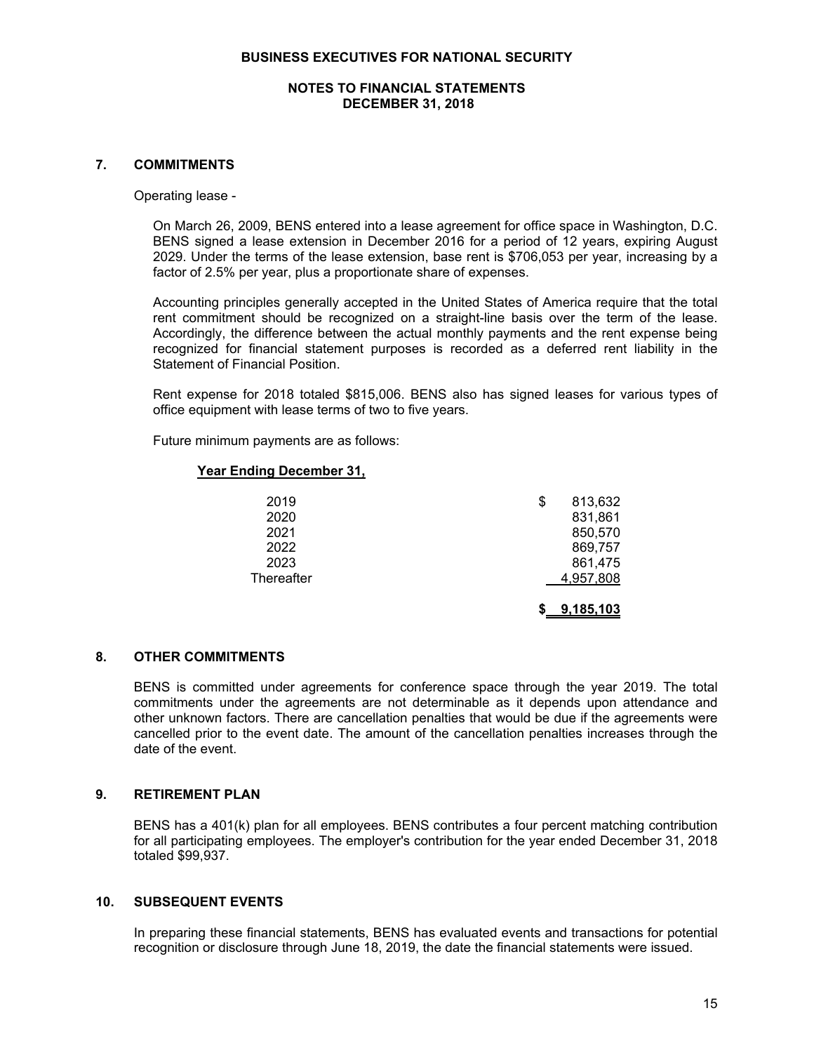BUSINESS EXECUTIVES FOR NATIONAL SECURITY

NOTES TO FINANCIAL STATEMENTS
DECEMBER 31, 2018

## 7. COMMITMENTS

Operating lease -

On March 26, 2009, BENS entered into a lease agreement for office space in Washington, D.C. BENS signed a lease extension in December 2016 for a period of 12 years, expiring August 2029. Under the terms of the lease extension, base rent is $706,053 per year, increasing by a factor of 2.5% per year, plus a proportionate share of expenses.

Accounting principles generally accepted in the United States of America require that the total rent commitment should be recognized on a straight-line basis over the term of the lease. Accordingly, the difference between the actual monthly payments and the rent expense being recognized for financial statement purposes is recorded as a deferred rent liability in the Statement of Financial Position.

Rent expense for 2018 totaled $815,006. BENS also has signed leases for various types of office equipment with lease terms of two to five years.

Future minimum payments are as follows:

| Year Ending December 31, | |
|---|---|
| 2019 | $ 813,632 |
| 2020 | 831,861 |
| 2021 | 850,570 |
| 2022 | 869,757 |
| 2023 | 861,475 |
| Thereafter | 4,957,808 |
| | **$ 9,185,103** |

## 8. OTHER COMMITMENTS

BENS is committed under agreements for conference space through the year 2019. The total commitments under the agreements are not determinable as it depends upon attendance and other unknown factors. There are cancellation penalties that would be due if the agreements were cancelled prior to the event date. The amount of the cancellation penalties increases through the date of the event.

## 9. RETIREMENT PLAN

BENS has a 401(k) plan for all employees. BENS contributes a four percent matching contribution for all participating employees. The employer's contribution for the year ended December 31, 2018 totaled $99,937.

## 10. SUBSEQUENT EVENTS

In preparing these financial statements, BENS has evaluated events and transactions for potential recognition or disclosure through June 18, 2019, the date the financial statements were issued.